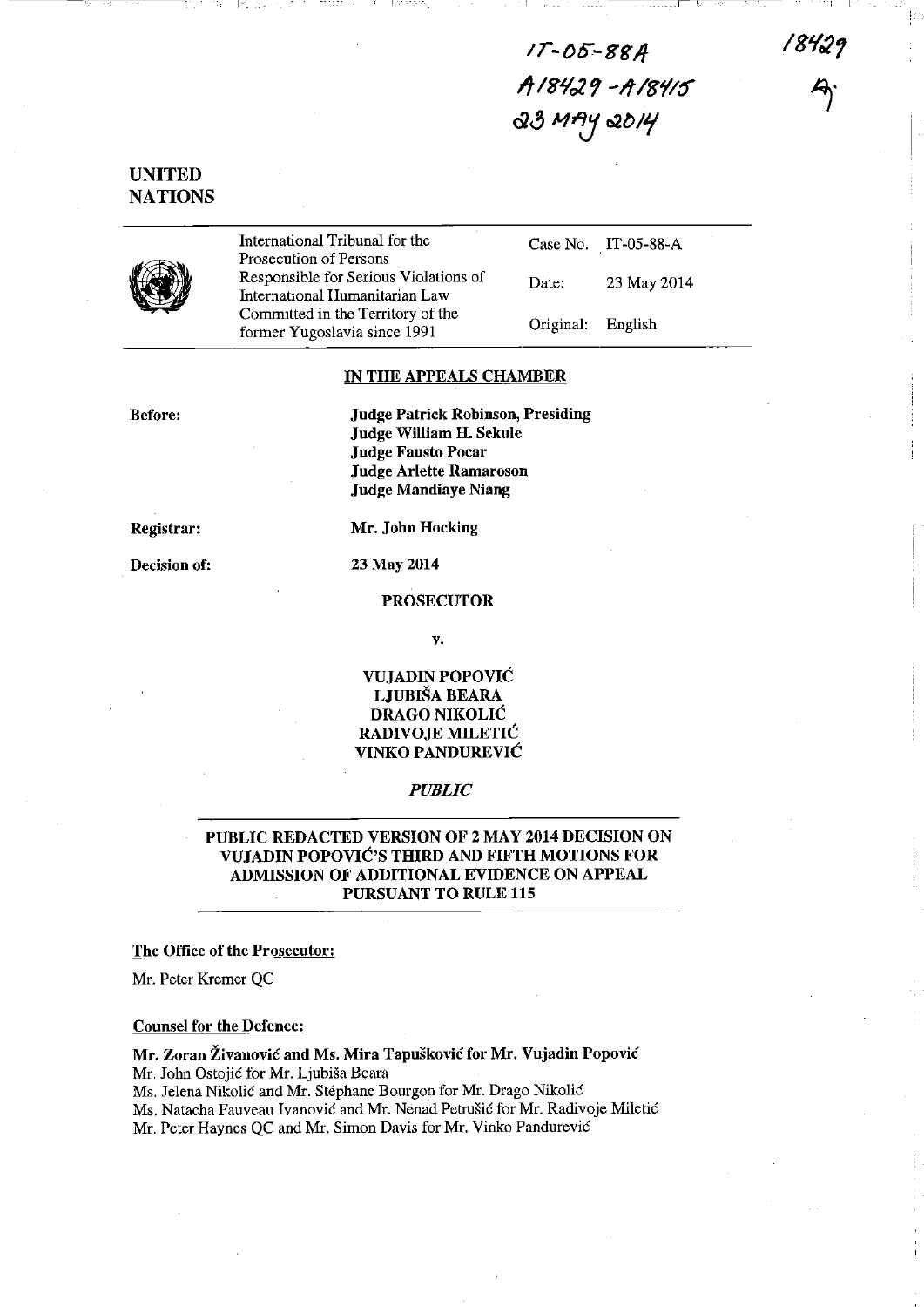IT-05-88A
A18429 - A18415
23 MAY 2014

18429
A

UNITED NATIONS

| International Tribunal for the Prosecution of Persons Responsible for Serious Violations of International Humanitarian Law Committed in the Territory of the former Yugoslavia since 1991 | Case No. | IT-05-88-A |
|---|---|---|
| | Date: | 23 May 2014 |
| | Original: | English |

**IN THE APPEALS CHAMBER**

**Before:**

**Judge Patrick Robinson, Presiding**
**Judge William H. Sekule**
**Judge Fausto Pocar**
**Judge Arlette Ramaroson**
**Judge Mandiaye Niang**

**Registrar:** **Mr. John Hocking**

**Decision of:** **23 May 2014**

**PROSECUTOR**

**v.**

**VUJADIN POPOVIĆ**
**LJUBIŠA BEARA**
**DRAGO NIKOLIĆ**
**RADIVOJE MILETIĆ**
**VINKO PANDUREVIĆ**

***PUBLIC***

**PUBLIC REDACTED VERSION OF 2 MAY 2014 DECISION ON VUJADIN POPOVIĆ'S THIRD AND FIFTH MOTIONS FOR ADMISSION OF ADDITIONAL EVIDENCE ON APPEAL PURSUANT TO RULE 115**

**The Office of the Prosecutor:**

Mr. Peter Kremer QC

**Counsel for the Defence:**

**Mr. Zoran Živanović and Ms. Mira Tapušković for Mr. Vujadin Popović**
Mr. John Ostojić for Mr. Ljubiša Beara
Ms. Jelena Nikolić and Mr. Stéphane Bourgon for Mr. Drago Nikolić
Ms. Natacha Fauveau Ivanović and Mr. Nenad Petrušić for Mr. Radivoje Miletić
Mr. Peter Haynes QC and Mr. Simon Davis for Mr. Vinko Pandurević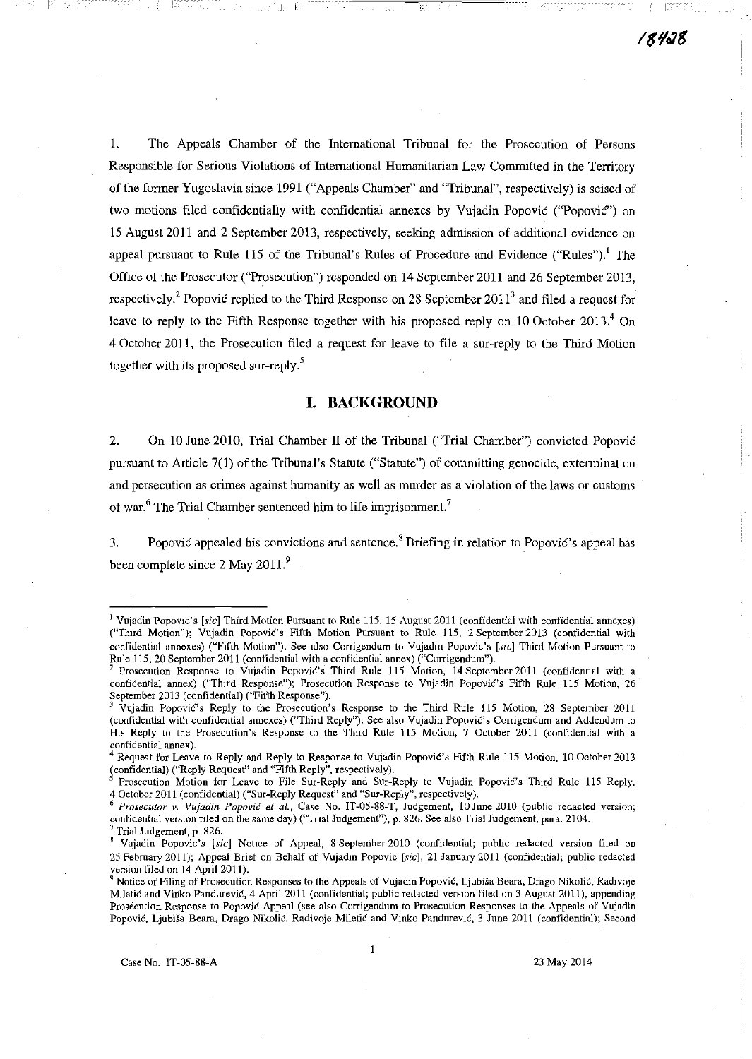1. The Appeals Chamber of the International Tribunal for the Prosecution of Persons Responsible for Serious Violations of International Humanitarian Law Committed in the Territory of the former Yugoslavia since 1991 ("Appeals Chamber" and "Tribunal", respectively) is seised of two motions filed confidentially with confidential annexes by Vujadin Popović ("Popović") on 15 August 2011 and 2 September 2013, respectively, seeking admission of additional evidence on appeal pursuant to Rule 115 of the Tribunal's Rules of Procedure and Evidence ("Rules").[1] The Office of the Prosecutor ("Prosecution") responded on 14 September 2011 and 26 September 2013, respectively.[2] Popović replied to the Third Response on 28 September 2011[3] and filed a request for leave to reply to the Fifth Response together with his proposed reply on 10 October 2013.[4] On 4 October 2011, the Prosecution filed a request for leave to file a sur-reply to the Third Motion together with its proposed sur-reply.[5]

## I. BACKGROUND

2. On 10 June 2010, Trial Chamber II of the Tribunal ("Trial Chamber") convicted Popović pursuant to Article 7(1) of the Tribunal's Statute ("Statute") of committing genocide, extermination and persecution as crimes against humanity as well as murder as a violation of the laws or customs of war.[6] The Trial Chamber sentenced him to life imprisonment.[7]

3. Popović appealed his convictions and sentence.[8] Briefing in relation to Popović's appeal has been complete since 2 May 2011.[9]

---

[1] Vujadin Popovic's [*sic*] Third Motion Pursuant to Rule 115, 15 August 2011 (confidential with confidential annexes) ("Third Motion"); Vujadin Popović's Fifth Motion Pursuant to Rule 115, 2 September 2013 (confidential with confidential annexes) ("Fifth Motion"). See also Corrigendum to Vujadin Popovic's [*sic*] Third Motion Pursuant to Rule 115, 20 September 2011 (confidential with a confidential annex) ("Corrigendum").

[2] Prosecution Response to Vujadin Popović's Third Rule 115 Motion, 14 September 2011 (confidential with a confidential annex) ("Third Response"); Prosecution Response to Vujadin Popović's Fifth Rule 115 Motion, 26 September 2013 (confidential) ("Fifth Response").

[3] Vujadin Popović's Reply to the Prosecution's Response to the Third Rule 115 Motion, 28 September 2011 (confidential with confidential annexes) ("Third Reply"). See also Vujadin Popović's Corrigendum and Addendum to His Reply to the Prosecution's Response to the Third Rule 115 Motion, 7 October 2011 (confidential with a confidential annex).

[4] Request for Leave to Reply and Reply to Response to Vujadin Popović's Fifth Rule 115 Motion, 10 October 2013 (confidential) ("Reply Request" and "Fifth Reply", respectively).

[5] Prosecution Motion for Leave to File Sur-Reply and Sur-Reply to Vujadin Popović's Third Rule 115 Reply, 4 October 2011 (confidential) ("Sur-Reply Request" and "Sur-Reply", respectively).

[6] *Prosecutor v. Vujadin Popović et al.*, Case No. IT-05-88-T, Judgement, 10 June 2010 (public redacted version; confidential version filed on the same day) ("Trial Judgement"), p. 826. See also Trial Judgement, para. 2104.

[7] Trial Judgement, p. 826.

[8] Vujadin Popovic's [*sic*] Notice of Appeal, 8 September 2010 (confidential; public redacted version filed on 25 February 2011); Appeal Brief on Behalf of Vujadin Popovic [*sic*], 21 January 2011 (confidential; public redacted version filed on 14 April 2011).

[9] Notice of Filing of Prosecution Responses to the Appeals of Vujadin Popović, Ljubiša Beara, Drago Nikolić, Radivoje Miletić and Vinko Pandurević, 4 April 2011 (confidential; public redacted version filed on 3 August 2011), appending Prosecution Response to Popović Appeal (see also Corrigendum to Prosecution Responses to the Appeals of Vujadin Popović, Ljubiša Beara, Drago Nikolić, Radivoje Miletić and Vinko Pandurević, 3 June 2011 (confidential); Second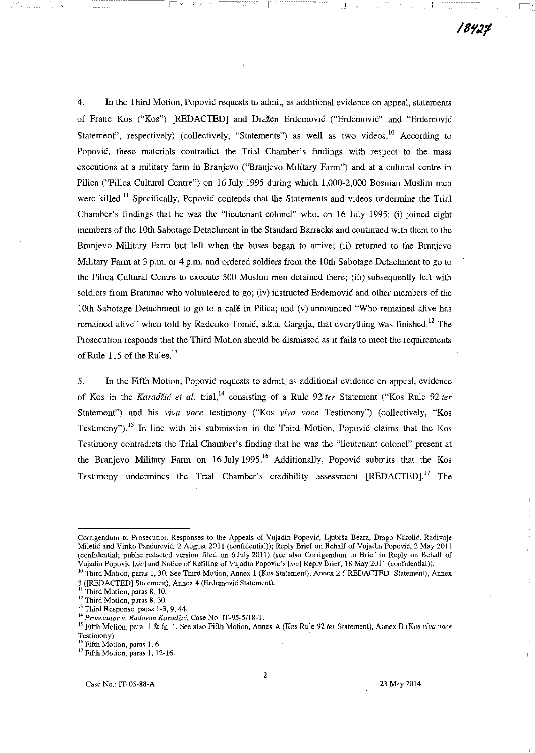4. In the Third Motion, Popović requests to admit, as additional evidence on appeal, statements of Franc Kos ("Kos") [REDACTED] and Dražen Erdemović ("Erdemović" and "Erdemović Statement", respectively) (collectively, "Statements") as well as two videos.[10] According to Popović, these materials contradict the Trial Chamber's findings with respect to the mass executions at a military farm in Branjevo ("Branjevo Military Farm") and at a cultural centre in Pilica ("Pilica Cultural Centre") on 16 July 1995 during which 1,000-2,000 Bosnian Muslim men were killed.[11] Specifically, Popović contends that the Statements and videos undermine the Trial Chamber's findings that he was the "lieutenant colonel" who, on 16 July 1995: (i) joined eight members of the 10th Sabotage Detachment in the Standard Barracks and continued with them to the Branjevo Military Farm but left when the buses began to arrive; (ii) returned to the Branjevo Military Farm at 3 p.m. or 4 p.m. and ordered soldiers from the 10th Sabotage Detachment to go to the Pilica Cultural Centre to execute 500 Muslim men detained there; (iii) subsequently left with soldiers from Bratunac who volunteered to go; (iv) instructed Erdemović and other members of the 10th Sabotage Detachment to go to a café in Pilica; and (v) announced "Who remained alive has remained alive" when told by Radenko Tomić, a.k.a. Gargija, that everything was finished.[12] The Prosecution responds that the Third Motion should be dismissed as it fails to meet the requirements of Rule 115 of the Rules.[13]

5. In the Fifth Motion, Popović requests to admit, as additional evidence on appeal, evidence of Kos in the *Karadžić et al.* trial,[14] consisting of a Rule 92 *ter* Statement ("Kos Rule 92 *ter* Statement") and his *viva voce* testimony ("Kos *viva voce* Testimony") (collectively, "Kos Testimony").[15] In line with his submission in the Third Motion, Popović claims that the Kos Testimony contradicts the Trial Chamber's finding that he was the "lieutenant colonel" present at the Branjevo Military Farm on 16 July 1995.[16] Additionally, Popović submits that the Kos Testimony undermines the Trial Chamber's credibility assessment [REDACTED].[17] The

---

Corrigendum to Prosecution Responses to the Appeals of Vujadin Popović, Ljubiša Beara, Drago Nikolić, Radivoje Miletić and Vinko Pandurević, 2 August 2011 (confidential)); Reply Brief on Behalf of Vujadin Popović, 2 May 2011 (confidential; public redacted version filed on 6 July 2011) (see also Corrigendum to Brief in Reply on Behalf of Vujadin Popovic [*sic*] and Notice of Refiling of Vujadin Popovic's [*sic*] Reply Brief, 18 May 2011 (confidential)).

[10] Third Motion, paras 1, 30. See Third Motion, Annex 1 (Kos Statement), Annex 2 ([REDACTED] Statement), Annex 3 ([REDACTED] Statement), Annex 4 (Erdemović Statement).

[11] Third Motion, paras 8, 10.

[12] Third Motion, paras 8, 30.

[13] Third Response, paras 1-3, 9, 44.

[14] *Prosecutor v. Radovan Karadžić*, Case No. IT-95-5/18-T.

[15] Fifth Motion, para. 1 & fn. 1. See also Fifth Motion, Annex A (Kos Rule 92 *ter* Statement), Annex B (Kos *viva voce* Testimony).

[16] Fifth Motion, paras 1, 6.

[17] Fifth Motion, paras 1, 12-16.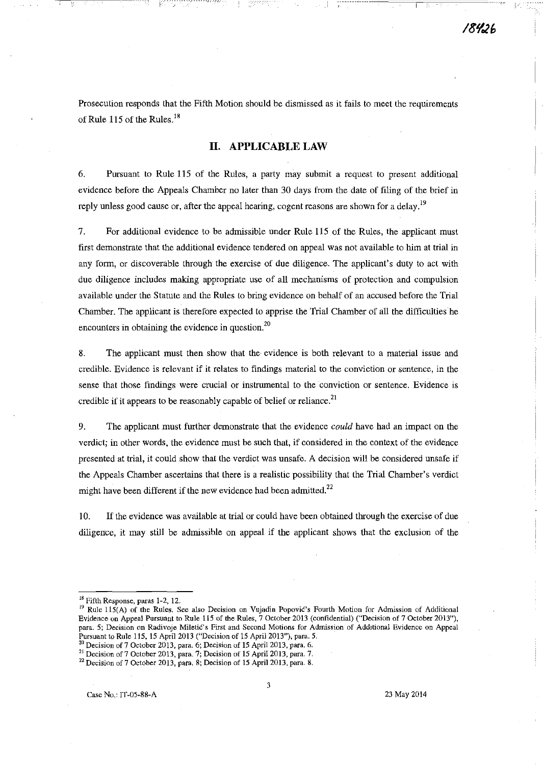Prosecution responds that the Fifth Motion should be dismissed as it fails to meet the requirements of Rule 115 of the Rules.[18]

## II. APPLICABLE LAW

6. Pursuant to Rule 115 of the Rules, a party may submit a request to present additional evidence before the Appeals Chamber no later than 30 days from the date of filing of the brief in reply unless good cause or, after the appeal hearing, cogent reasons are shown for a delay.[19]

7. For additional evidence to be admissible under Rule 115 of the Rules, the applicant must first demonstrate that the additional evidence tendered on appeal was not available to him at trial in any form, or discoverable through the exercise of due diligence. The applicant's duty to act with due diligence includes making appropriate use of all mechanisms of protection and compulsion available under the Statute and the Rules to bring evidence on behalf of an accused before the Trial Chamber. The applicant is therefore expected to apprise the Trial Chamber of all the difficulties he encounters in obtaining the evidence in question.[20]

8. The applicant must then show that the evidence is both relevant to a material issue and credible. Evidence is relevant if it relates to findings material to the conviction or sentence, in the sense that those findings were crucial or instrumental to the conviction or sentence. Evidence is credible if it appears to be reasonably capable of belief or reliance.[21]

9. The applicant must further demonstrate that the evidence *could* have had an impact on the verdict; in other words, the evidence must be such that, if considered in the context of the evidence presented at trial, it could show that the verdict was unsafe. A decision will be considered unsafe if the Appeals Chamber ascertains that there is a realistic possibility that the Trial Chamber's verdict might have been different if the new evidence had been admitted.[22]

10. If the evidence was available at trial or could have been obtained through the exercise of due diligence, it may still be admissible on appeal if the applicant shows that the exclusion of the

---

[18] Fifth Response, paras 1-2, 12.

[19] Rule 115(A) of the Rules. See also Decision on Vujadin Popović's Fourth Motion for Admission of Additional Evidence on Appeal Pursuant to Rule 115 of the Rules, 7 October 2013 (confidential) ("Decision of 7 October 2013"), para. 5; Decision on Radivoje Miletić's First and Second Motions for Admission of Additional Evidence on Appeal Pursuant to Rule 115, 15 April 2013 ("Decision of 15 April 2013"), para. 5.

[20] Decision of 7 October 2013, para. 6; Decision of 15 April 2013, para. 6.

[21] Decision of 7 October 2013, para. 7; Decision of 15 April 2013, para. 7.

[22] Decision of 7 October 2013, para. 8; Decision of 15 April 2013, para. 8.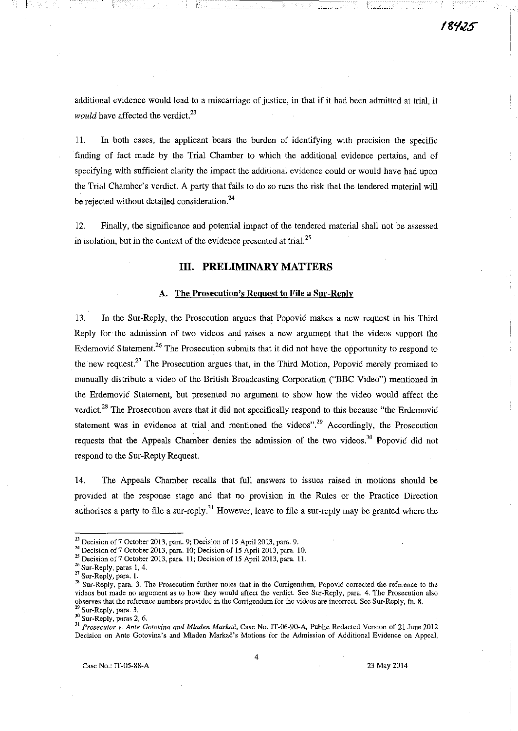additional evidence would lead to a miscarriage of justice, in that if it had been admitted at trial, it *would* have affected the verdict.[23]

11. In both cases, the applicant bears the burden of identifying with precision the specific finding of fact made by the Trial Chamber to which the additional evidence pertains, and of specifying with sufficient clarity the impact the additional evidence could or would have had upon the Trial Chamber's verdict. A party that fails to do so runs the risk that the tendered material will be rejected without detailed consideration.[24]

12. Finally, the significance and potential impact of the tendered material shall not be assessed in isolation, but in the context of the evidence presented at trial.[25]

## III. PRELIMINARY MATTERS

### A. The Prosecution's Request to File a Sur-Reply

13. In the Sur-Reply, the Prosecution argues that Popović makes a new request in his Third Reply for the admission of two videos and raises a new argument that the videos support the Erdemović Statement.[26] The Prosecution submits that it did not have the opportunity to respond to the new request.[27] The Prosecution argues that, in the Third Motion, Popović merely promised to manually distribute a video of the British Broadcasting Corporation ("BBC Video") mentioned in the Erdemović Statement, but presented no argument to show how the video would affect the verdict.[28] The Prosecution avers that it did not specifically respond to this because "the Erdemović statement was in evidence at trial and mentioned the videos".[29] Accordingly, the Prosecution requests that the Appeals Chamber denies the admission of the two videos.[30] Popović did not respond to the Sur-Reply Request.

14. The Appeals Chamber recalls that full answers to issues raised in motions should be provided at the response stage and that no provision in the Rules or the Practice Direction authorises a party to file a sur-reply.[31] However, leave to file a sur-reply may be granted where the

---

[23] Decision of 7 October 2013, para. 9; Decision of 15 April 2013, para. 9.

[24] Decision of 7 October 2013, para. 10; Decision of 15 April 2013, para. 10.

[25] Decision of 7 October 2013, para. 11; Decision of 15 April 2013, para. 11.

[26] Sur-Reply, paras 1, 4.

[27] Sur-Reply, para. 1.

[28] Sur-Reply, para. 3. The Prosecution further notes that in the Corrigendum, Popović corrected the reference to the videos but made no argument as to how they would affect the verdict. See Sur-Reply, para. 4. The Prosecution also observes that the reference numbers provided in the Corrigendum for the videos are incorrect. See Sur-Reply, fn. 8.

[29] Sur-Reply, para. 3.

[30] Sur-Reply, paras 2, 6.

[31] *Prosecutor v. Ante Gotovina and Mladen Markač*, Case No. IT-06-90-A, Public Redacted Version of 21 June 2012 Decision on Ante Gotovina's and Mladen Markač's Motions for the Admission of Additional Evidence on Appeal,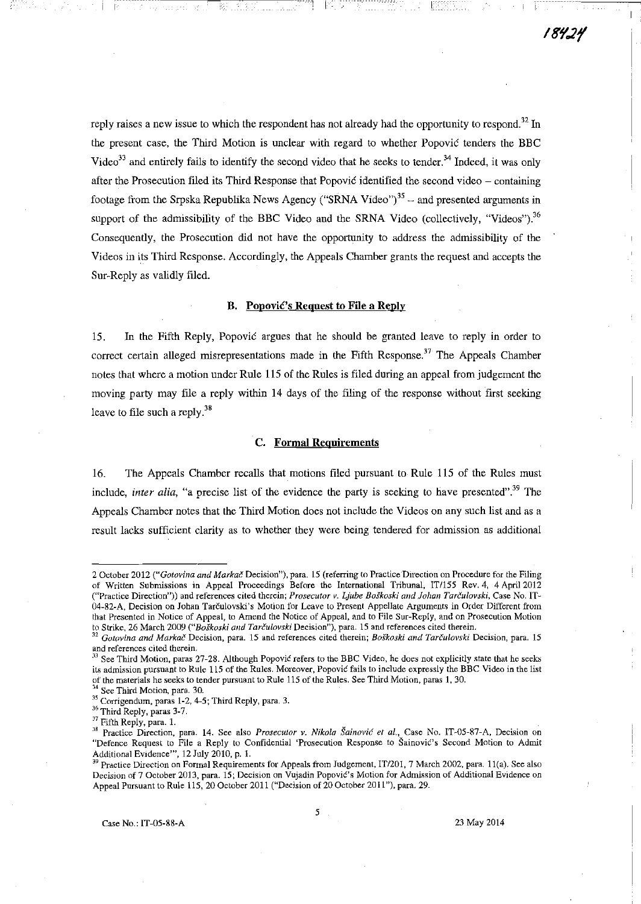reply raises a new issue to which the respondent has not already had the opportunity to respond.[32] In the present case, the Third Motion is unclear with regard to whether Popović tenders the BBC Video[33] and entirely fails to identify the second video that he seeks to tender.[34] Indeed, it was only after the Prosecution filed its Third Response that Popović identified the second video – containing footage from the Srpska Republika News Agency ("SRNA Video")[35] – and presented arguments in support of the admissibility of the BBC Video and the SRNA Video (collectively, "Videos").[36] Consequently, the Prosecution did not have the opportunity to address the admissibility of the Videos in its Third Response. Accordingly, the Appeals Chamber grants the request and accepts the Sur-Reply as validly filed.

### B. Popović's Request to File a Reply

15. In the Fifth Reply, Popović argues that he should be granted leave to reply in order to correct certain alleged misrepresentations made in the Fifth Response.[37] The Appeals Chamber notes that where a motion under Rule 115 of the Rules is filed during an appeal from judgement the moving party may file a reply within 14 days of the filing of the response without first seeking leave to file such a reply.[38]

### C. Formal Requirements

16. The Appeals Chamber recalls that motions filed pursuant to Rule 115 of the Rules must include, *inter alia*, "a precise list of the evidence the party is seeking to have presented".[39] The Appeals Chamber notes that the Third Motion does not include the Videos on any such list and as a result lacks sufficient clarity as to whether they were being tendered for admission as additional

---

2 October 2012 ("*Gotovina and Markač* Decision"), para. 15 (referring to Practice Direction on Procedure for the Filing of Written Submissions in Appeal Proceedings Before the International Tribunal, IT/155 Rev. 4, 4 April 2012 ("Practice Direction")) and references cited therein; *Prosecutor v. Ljube Boškoski and Johan Tarčulovski*, Case No. IT-04-82-A, Decision on Johan Tarčulovski's Motion for Leave to Present Appellate Arguments in Order Different from that Presented in Notice of Appeal, to Amend the Notice of Appeal, and to File Sur-Reply, and on Prosecution Motion to Strike, 26 March 2009 ("*Boškoski and Tarčulovski* Decision"), para. 15 and references cited therein.

[32] *Gotovina and Markač* Decision, para. 15 and references cited therein; *Boškoski and Tarčulovski* Decision, para. 15 and references cited therein.

[33] See Third Motion, paras 27-28. Although Popović refers to the BBC Video, he does not explicitly state that he seeks its admission pursuant to Rule 115 of the Rules. Moreover, Popović fails to include expressly the BBC Video in the list of the materials he seeks to tender pursuant to Rule 115 of the Rules. See Third Motion, paras 1, 30.

[34] See Third Motion, para. 30.

[35] Corrigendum, paras 1-2, 4-5; Third Reply, para. 3.

[36] Third Reply, paras 3-7.

[37] Fifth Reply, para. 1.

[38] Practice Direction, para. 14. See also *Prosecutor v. Nikola Šainović et al.*, Case No. IT-05-87-A, Decision on "Defence Request to File a Reply to Confidential 'Prosecution Response to Šainović's Second Motion to Admit Additional Evidence'", 12 July 2010, p. 1.

[39] Practice Direction on Formal Requirements for Appeals from Judgement, IT/201, 7 March 2002, para. 11(a). See also Decision of 7 October 2013, para. 15; Decision on Vujadin Popović's Motion for Admission of Additional Evidence on Appeal Pursuant to Rule 115, 20 October 2011 ("Decision of 20 October 2011"), para. 29.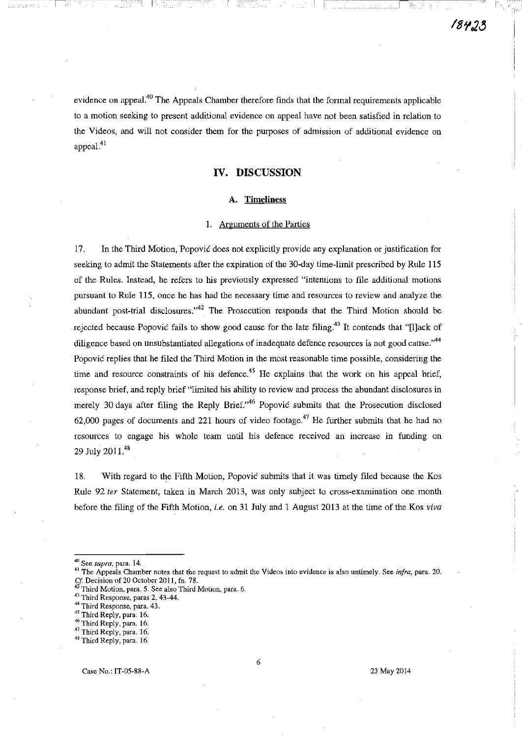evidence on appeal.[40] The Appeals Chamber therefore finds that the formal requirements applicable to a motion seeking to present additional evidence on appeal have not been satisfied in relation to the Videos, and will not consider them for the purposes of admission of additional evidence on appeal.[41]

## IV. DISCUSSION

### A. Timeliness

#### 1. Arguments of the Parties

17. In the Third Motion, Popović does not explicitly provide any explanation or justification for seeking to admit the Statements after the expiration of the 30-day time-limit prescribed by Rule 115 of the Rules. Instead, he refers to his previously expressed "intentions to file additional motions pursuant to Rule 115, once he has had the necessary time and resources to review and analyze the abundant post-trial disclosures."[42] The Prosecution responds that the Third Motion should be rejected because Popović fails to show good cause for the late filing.[43] It contends that "[l]ack of diligence based on unsubstantiated allegations of inadequate defence resources is not good cause."[44] Popović replies that he filed the Third Motion in the most reasonable time possible, considering the time and resource constraints of his defence.[45] He explains that the work on his appeal brief, response brief, and reply brief "limited his ability to review and process the abundant disclosures in merely 30 days after filing the Reply Brief."[46] Popović submits that the Prosecution disclosed 62,000 pages of documents and 221 hours of video footage.[47] He further submits that he had no resources to engage his whole team until his defence received an increase in funding on 29 July 2011.[48]

18. With regard to the Fifth Motion, Popović submits that it was timely filed because the Kos Rule 92 *ter* Statement, taken in March 2013, was only subject to cross-examination one month before the filing of the Fifth Motion, *i.e.* on 31 July and 1 August 2013 at the time of the Kos *viva*

---

[40] See *supra*, para. 14.

[41] The Appeals Chamber notes that the request to admit the Videos into evidence is also untimely. See *infra*, para. 20. *Cf.* Decision of 20 October 2011, fn. 78.

[42] Third Motion, para. 5. See also Third Motion, para. 6.

[43] Third Response, paras 2, 43-44.

[44] Third Response, para. 43.

[45] Third Reply, para. 16.

[46] Third Reply, para. 16.

[47] Third Reply, para. 16.

[48] Third Reply, para. 16.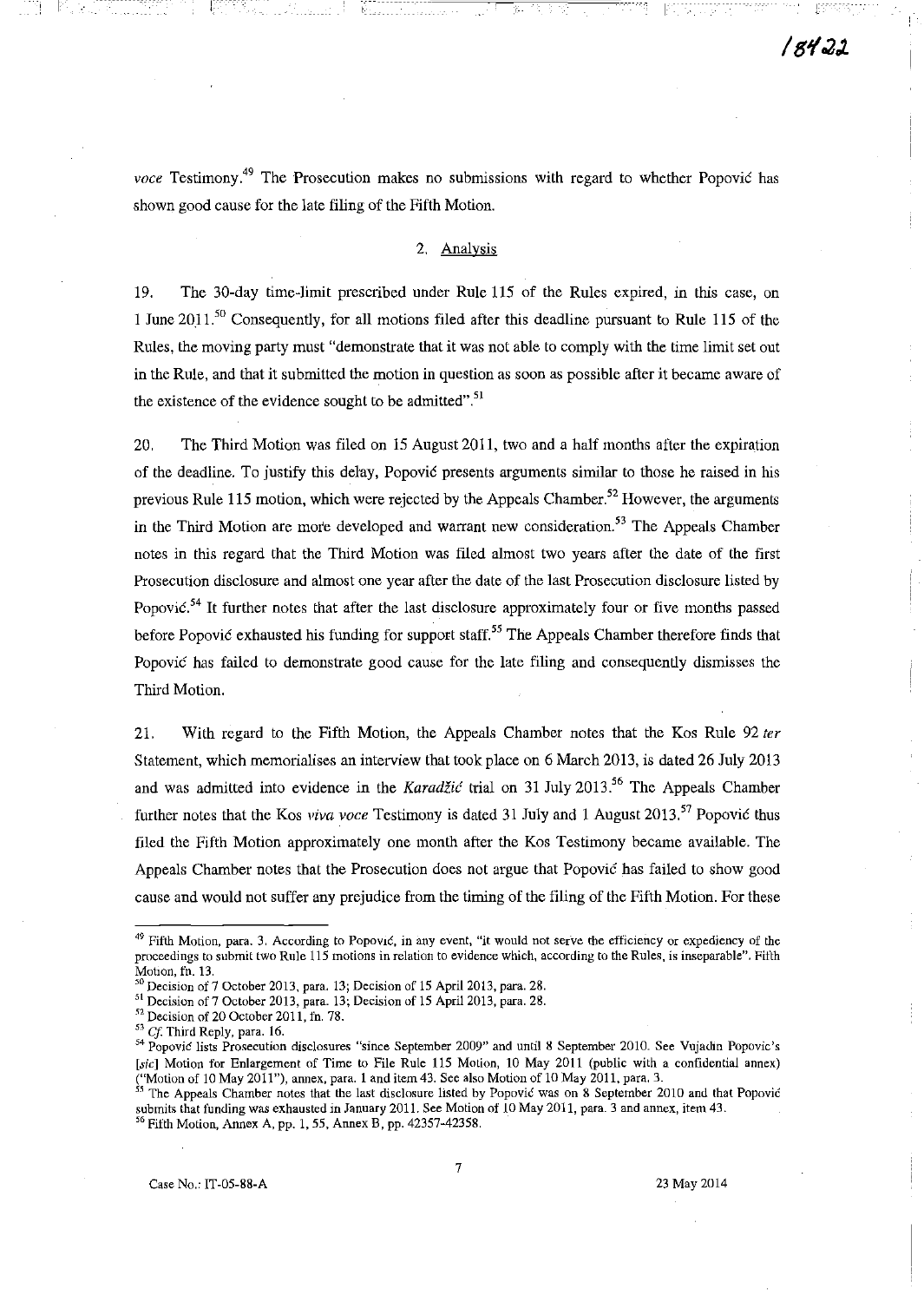*voce* Testimony.[49] The Prosecution makes no submissions with regard to whether Popović has shown good cause for the late filing of the Fifth Motion.

### 2. Analysis

19. The 30-day time-limit prescribed under Rule 115 of the Rules expired, in this case, on 1 June 2011.[50] Consequently, for all motions filed after this deadline pursuant to Rule 115 of the Rules, the moving party must "demonstrate that it was not able to comply with the time limit set out in the Rule, and that it submitted the motion in question as soon as possible after it became aware of the existence of the evidence sought to be admitted".[51]

20. The Third Motion was filed on 15 August 2011, two and a half months after the expiration of the deadline. To justify this delay, Popović presents arguments similar to those he raised in his previous Rule 115 motion, which were rejected by the Appeals Chamber.[52] However, the arguments in the Third Motion are more developed and warrant new consideration.[53] The Appeals Chamber notes in this regard that the Third Motion was filed almost two years after the date of the first Prosecution disclosure and almost one year after the date of the last Prosecution disclosure listed by Popović.[54] It further notes that after the last disclosure approximately four or five months passed before Popović exhausted his funding for support staff.[55] The Appeals Chamber therefore finds that Popović has failed to demonstrate good cause for the late filing and consequently dismisses the Third Motion.

21. With regard to the Fifth Motion, the Appeals Chamber notes that the Kos Rule 92 *ter* Statement, which memorialises an interview that took place on 6 March 2013, is dated 26 July 2013 and was admitted into evidence in the *Karadžić* trial on 31 July 2013.[56] The Appeals Chamber further notes that the Kos *viva voce* Testimony is dated 31 July and 1 August 2013.[57] Popović thus filed the Fifth Motion approximately one month after the Kos Testimony became available. The Appeals Chamber notes that the Prosecution does not argue that Popović has failed to show good cause and would not suffer any prejudice from the timing of the filing of the Fifth Motion. For these

---

[49] Fifth Motion, para. 3. According to Popović, in any event, "it would not serve the efficiency or expediency of the proceedings to submit two Rule 115 motions in relation to evidence which, according to the Rules, is inseparable". Fifth Motion, fn. 13.

[50] Decision of 7 October 2013, para. 13; Decision of 15 April 2013, para. 28.

[51] Decision of 7 October 2013, para. 13; Decision of 15 April 2013, para. 28.

[52] Decision of 20 October 2011, fn. 78.

[53] *Cf.* Third Reply, para. 16.

[54] Popović lists Prosecution disclosures "since September 2009" and until 8 September 2010. See Vujadin Popovic's [*sic*] Motion for Enlargement of Time to File Rule 115 Motion, 10 May 2011 (public with a confidential annex) ("Motion of 10 May 2011"), annex, para. 1 and item 43. See also Motion of 10 May 2011, para. 3.

[55] The Appeals Chamber notes that the last disclosure listed by Popović was on 8 September 2010 and that Popović submits that funding was exhausted in January 2011. See Motion of 10 May 2011, para. 3 and annex, item 43.

[56] Fifth Motion, Annex A, pp. 1, 55, Annex B, pp. 42357-42358.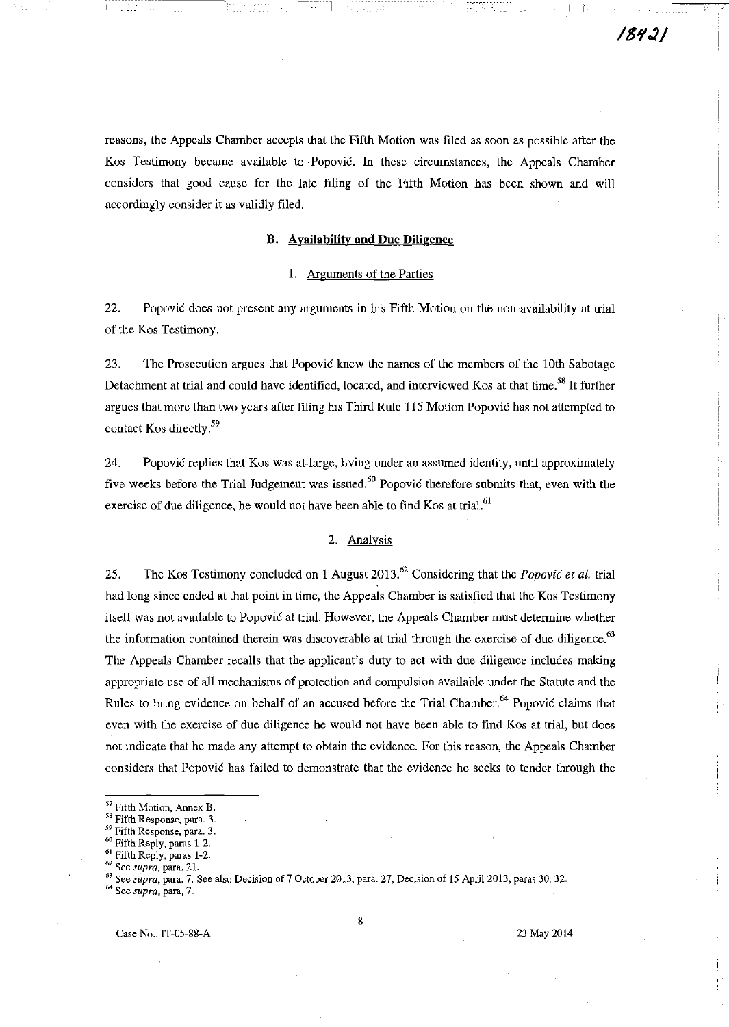reasons, the Appeals Chamber accepts that the Fifth Motion was filed as soon as possible after the Kos Testimony became available to Popović. In these circumstances, the Appeals Chamber considers that good cause for the late filing of the Fifth Motion has been shown and will accordingly consider it as validly filed.

### B. Availability and Due Diligence

#### 1. Arguments of the Parties

22. Popović does not present any arguments in his Fifth Motion on the non-availability at trial of the Kos Testimony.

23. The Prosecution argues that Popović knew the names of the members of the 10th Sabotage Detachment at trial and could have identified, located, and interviewed Kos at that time.[58] It further argues that more than two years after filing his Third Rule 115 Motion Popović has not attempted to contact Kos directly.[59]

24. Popović replies that Kos was at-large, living under an assumed identity, until approximately five weeks before the Trial Judgement was issued.[60] Popović therefore submits that, even with the exercise of due diligence, he would not have been able to find Kos at trial.[61]

#### 2. Analysis

25. The Kos Testimony concluded on 1 August 2013.[62] Considering that the *Popović et al.* trial had long since ended at that point in time, the Appeals Chamber is satisfied that the Kos Testimony itself was not available to Popović at trial. However, the Appeals Chamber must determine whether the information contained therein was discoverable at trial through the exercise of due diligence.[63] The Appeals Chamber recalls that the applicant's duty to act with due diligence includes making appropriate use of all mechanisms of protection and compulsion available under the Statute and the Rules to bring evidence on behalf of an accused before the Trial Chamber.[64] Popović claims that even with the exercise of due diligence he would not have been able to find Kos at trial, but does not indicate that he made any attempt to obtain the evidence. For this reason, the Appeals Chamber considers that Popović has failed to demonstrate that the evidence he seeks to tender through the

---

[57] Fifth Motion, Annex B.
[58] Fifth Response, para. 3.
[59] Fifth Response, para. 3.
[60] Fifth Reply, paras 1-2.
[61] Fifth Reply, paras 1-2.
[62] See *supra*, para. 21.
[63] See *supra*, para. 7. See also Decision of 7 October 2013, para. 27; Decision of 15 April 2013, paras 30, 32.
[64] See *supra*, para. 7.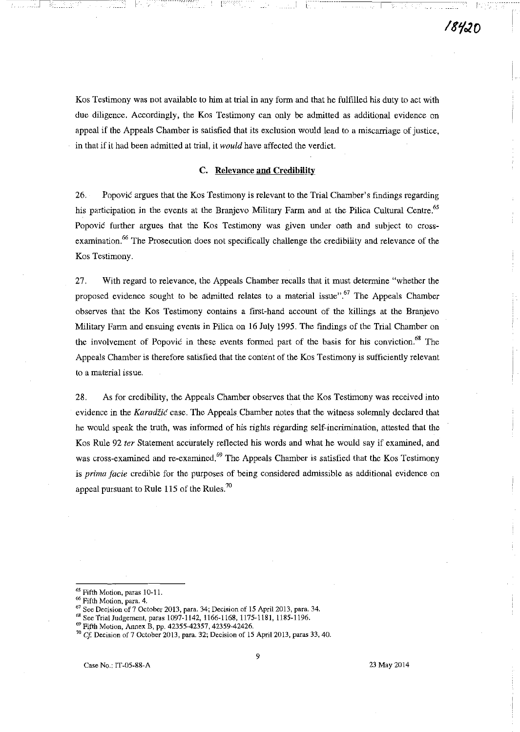Kos Testimony was not available to him at trial in any form and that he fulfilled his duty to act with due diligence. Accordingly, the Kos Testimony can only be admitted as additional evidence on appeal if the Appeals Chamber is satisfied that its exclusion would lead to a miscarriage of justice, in that if it had been admitted at trial, it *would* have affected the verdict.

### C. Relevance and Credibility

26. Popović argues that the Kos Testimony is relevant to the Trial Chamber's findings regarding his participation in the events at the Branjevo Military Farm and at the Pilica Cultural Centre.[65] Popović further argues that the Kos Testimony was given under oath and subject to cross-examination.[66] The Prosecution does not specifically challenge the credibility and relevance of the Kos Testimony.

27. With regard to relevance, the Appeals Chamber recalls that it must determine "whether the proposed evidence sought to be admitted relates to a material issue".[67] The Appeals Chamber observes that the Kos Testimony contains a first-hand account of the killings at the Branjevo Military Farm and ensuing events in Pilica on 16 July 1995. The findings of the Trial Chamber on the involvement of Popović in these events formed part of the basis for his conviction.[68] The Appeals Chamber is therefore satisfied that the content of the Kos Testimony is sufficiently relevant to a material issue.

28. As for credibility, the Appeals Chamber observes that the Kos Testimony was received into evidence in the *Karadžić* case. The Appeals Chamber notes that the witness solemnly declared that he would speak the truth, was informed of his rights regarding self-incrimination, attested that the Kos Rule 92 *ter* Statement accurately reflected his words and what he would say if examined, and was cross-examined and re-examined.[69] The Appeals Chamber is satisfied that the Kos Testimony is *prima facie* credible for the purposes of being considered admissible as additional evidence on appeal pursuant to Rule 115 of the Rules.[70]

---

[65] Fifth Motion, paras 10-11.
[66] Fifth Motion, para. 4.
[67] See Decision of 7 October 2013, para. 34; Decision of 15 April 2013, para. 34.
[68] See Trial Judgement, paras 1097-1142, 1166-1168, 1175-1181, 1185-1196.
[69] Fifth Motion, Annex B, pp. 42355-42357, 42359-42426.
[70] *Cf.* Decision of 7 October 2013, para. 32; Decision of 15 April 2013, paras 33, 40.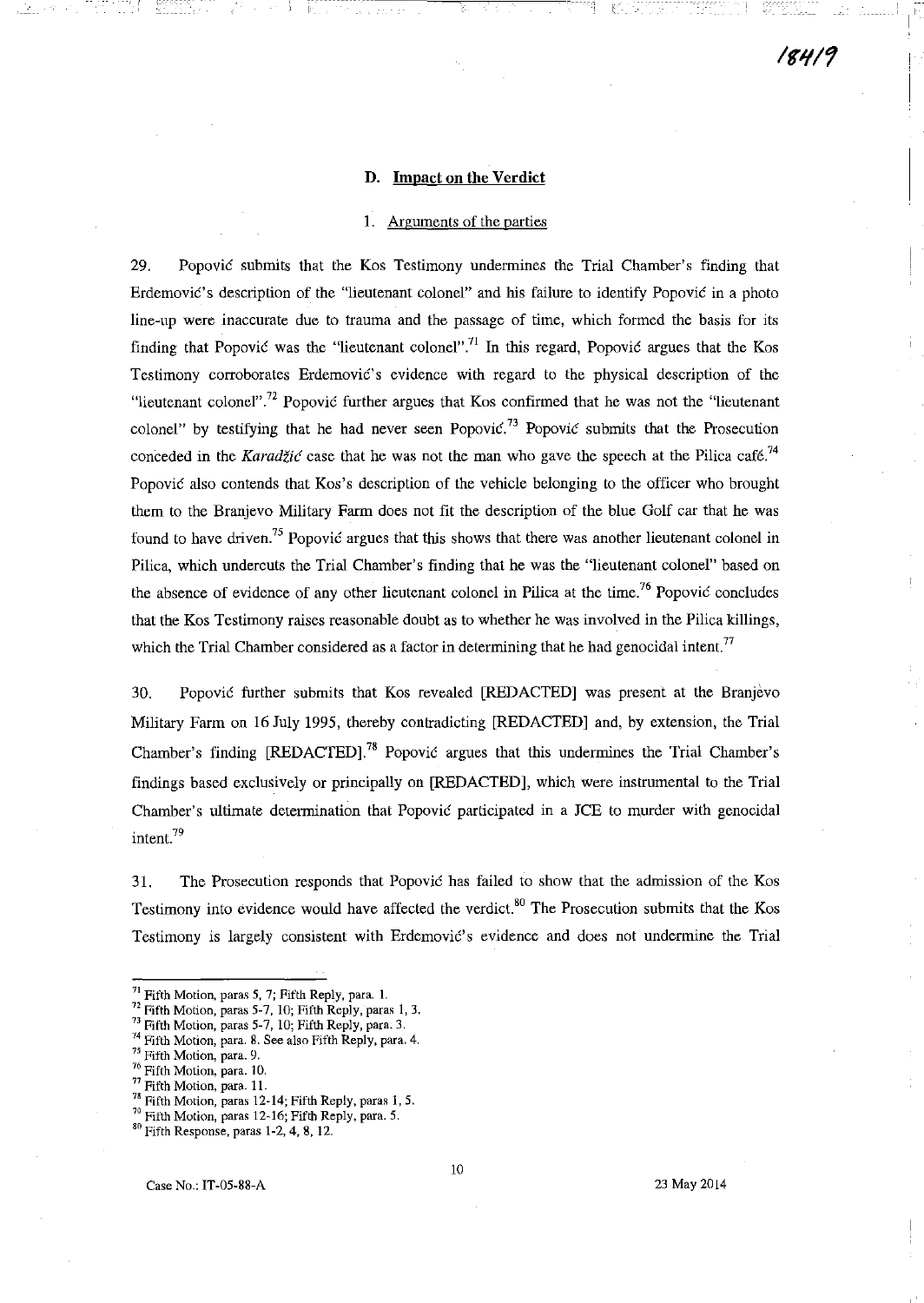### D. Impact on the Verdict

#### 1. Arguments of the parties

29. Popović submits that the Kos Testimony undermines the Trial Chamber's finding that Erdemović's description of the "lieutenant colonel" and his failure to identify Popović in a photo line-up were inaccurate due to trauma and the passage of time, which formed the basis for its finding that Popović was the "lieutenant colonel".[71] In this regard, Popović argues that the Kos Testimony corroborates Erdemović's evidence with regard to the physical description of the "lieutenant colonel".[72] Popović further argues that Kos confirmed that he was not the "lieutenant colonel" by testifying that he had never seen Popović.[73] Popović submits that the Prosecution conceded in the *Karadžić* case that he was not the man who gave the speech at the Pilica café.[74] Popović also contends that Kos's description of the vehicle belonging to the officer who brought them to the Branjevo Military Farm does not fit the description of the blue Golf car that he was found to have driven.[75] Popović argues that this shows that there was another lieutenant colonel in Pilica, which undercuts the Trial Chamber's finding that he was the "lieutenant colonel" based on the absence of evidence of any other lieutenant colonel in Pilica at the time.[76] Popović concludes that the Kos Testimony raises reasonable doubt as to whether he was involved in the Pilica killings, which the Trial Chamber considered as a factor in determining that he had genocidal intent.[77]

30. Popović further submits that Kos revealed [REDACTED] was present at the Branjevo Military Farm on 16 July 1995, thereby contradicting [REDACTED] and, by extension, the Trial Chamber's finding [REDACTED].[78] Popović argues that this undermines the Trial Chamber's findings based exclusively or principally on [REDACTED], which were instrumental to the Trial Chamber's ultimate determination that Popović participated in a JCE to murder with genocidal intent.[79]

31. The Prosecution responds that Popović has failed to show that the admission of the Kos Testimony into evidence would have affected the verdict.[80] The Prosecution submits that the Kos Testimony is largely consistent with Erdemović's evidence and does not undermine the Trial

---

[71] Fifth Motion, paras 5, 7; Fifth Reply, para. 1.
[72] Fifth Motion, paras 5-7, 10; Fifth Reply, paras 1, 3.
[73] Fifth Motion, paras 5-7, 10; Fifth Reply, para. 3.
[74] Fifth Motion, para. 8. See also Fifth Reply, para. 4.
[75] Fifth Motion, para. 9.
[76] Fifth Motion, para. 10.
[77] Fifth Motion, para. 11.
[78] Fifth Motion, paras 12-14; Fifth Reply, paras 1, 5.
[79] Fifth Motion, paras 12-16; Fifth Reply, para. 5.
[80] Fifth Response, paras 1-2, 4, 8, 12.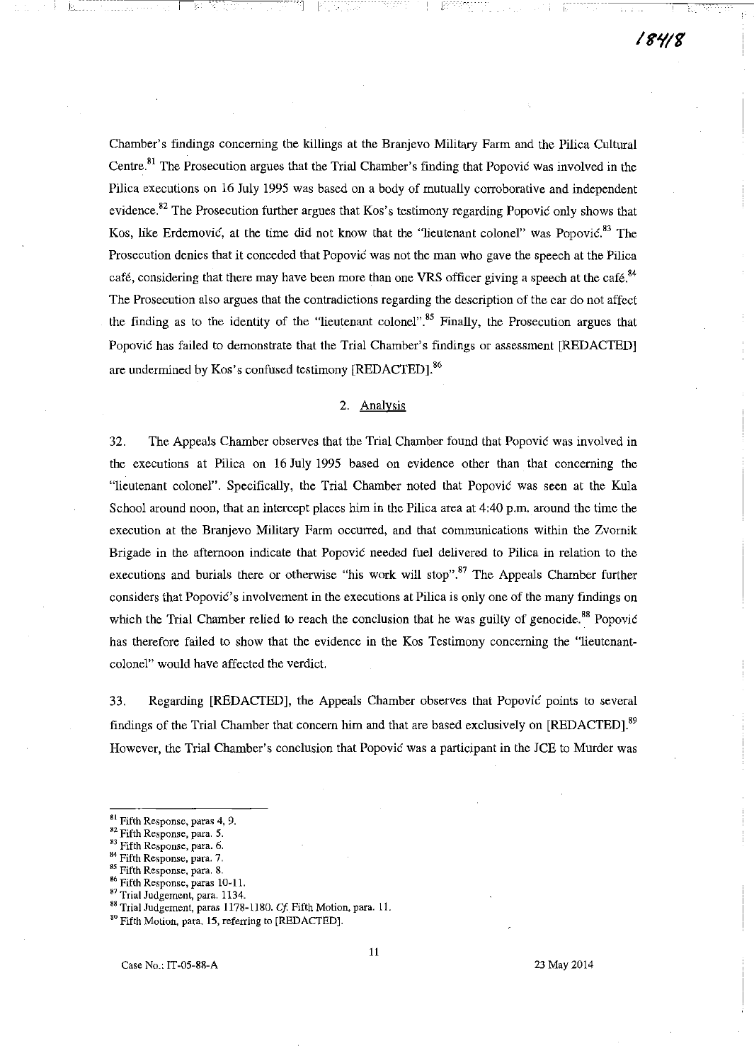Chamber's findings concerning the killings at the Branjevo Military Farm and the Pilica Cultural Centre.[81] The Prosecution argues that the Trial Chamber's finding that Popović was involved in the Pilica executions on 16 July 1995 was based on a body of mutually corroborative and independent evidence.[82] The Prosecution further argues that Kos's testimony regarding Popović only shows that Kos, like Erdemović, at the time did not know that the "lieutenant colonel" was Popović.[83] The Prosecution denies that it conceded that Popović was not the man who gave the speech at the Pilica café, considering that there may have been more than one VRS officer giving a speech at the café.[84] The Prosecution also argues that the contradictions regarding the description of the car do not affect the finding as to the identity of the "lieutenant colonel".[85] Finally, the Prosecution argues that Popović has failed to demonstrate that the Trial Chamber's findings or assessment [REDACTED] are undermined by Kos's confused testimony [REDACTED].[86]

## 2. Analysis

32. The Appeals Chamber observes that the Trial Chamber found that Popović was involved in the executions at Pilica on 16 July 1995 based on evidence other than that concerning the "lieutenant colonel". Specifically, the Trial Chamber noted that Popović was seen at the Kula School around noon, that an intercept places him in the Pilica area at 4:40 p.m. around the time the execution at the Branjevo Military Farm occurred, and that communications within the Zvornik Brigade in the afternoon indicate that Popović needed fuel delivered to Pilica in relation to the executions and burials there or otherwise "his work will stop".[87] The Appeals Chamber further considers that Popović's involvement in the executions at Pilica is only one of the many findings on which the Trial Chamber relied to reach the conclusion that he was guilty of genocide.[88] Popović has therefore failed to show that the evidence in the Kos Testimony concerning the "lieutenant-colonel" would have affected the verdict.

33. Regarding [REDACTED], the Appeals Chamber observes that Popović points to several findings of the Trial Chamber that concern him and that are based exclusively on [REDACTED].[89] However, the Trial Chamber's conclusion that Popović was a participant in the JCE to Murder was

---

[81] Fifth Response, paras 4, 9.
[82] Fifth Response, para. 5.
[83] Fifth Response, para. 6.
[84] Fifth Response, para. 7.
[85] Fifth Response, para. 8.
[86] Fifth Response, paras 10-11.
[87] Trial Judgement, para. 1134.
[88] Trial Judgement, paras 1178-1180. *Cf.* Fifth Motion, para. 11.
[89] Fifth Motion, para. 15, referring to [REDACTED].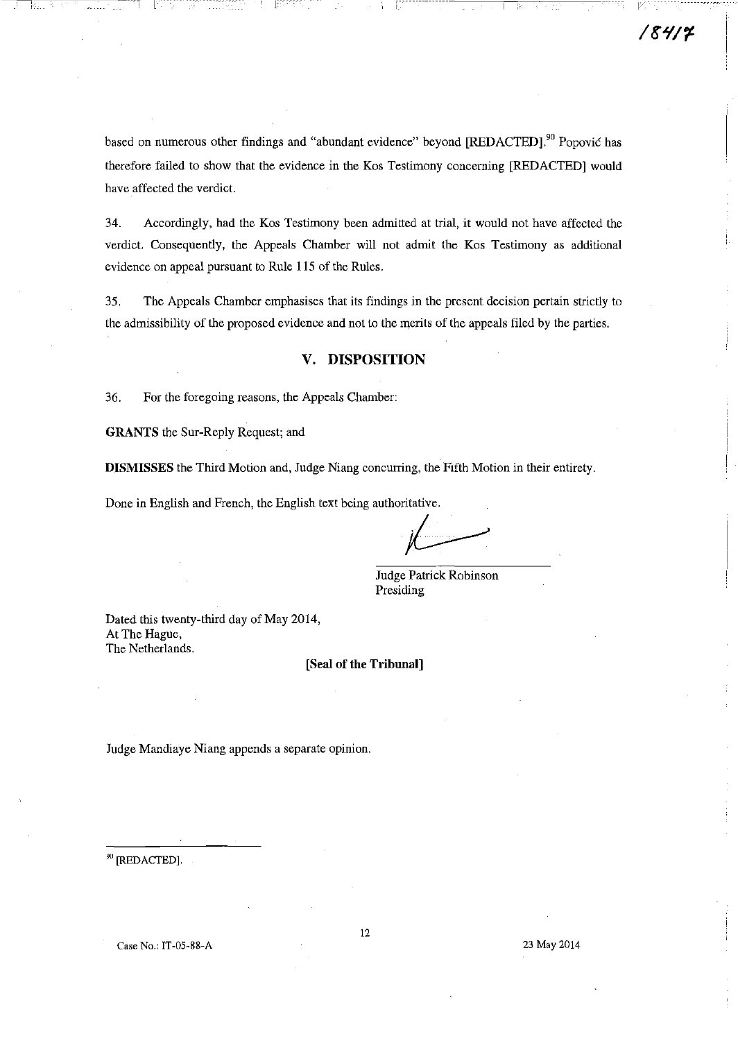based on numerous other findings and "abundant evidence" beyond [REDACTED].[90] Popović has therefore failed to show that the evidence in the Kos Testimony concerning [REDACTED] would have affected the verdict.

34. Accordingly, had the Kos Testimony been admitted at trial, it would not have affected the verdict. Consequently, the Appeals Chamber will not admit the Kos Testimony as additional evidence on appeal pursuant to Rule 115 of the Rules.

35. The Appeals Chamber emphasises that its findings in the present decision pertain strictly to the admissibility of the proposed evidence and not to the merits of the appeals filed by the parties.

## V. DISPOSITION

36. For the foregoing reasons, the Appeals Chamber:

**GRANTS** the Sur-Reply Request; and

**DISMISSES** the Third Motion and, Judge Niang concurring, the Fifth Motion in their entirety.

Done in English and French, the English text being authoritative.

Judge Patrick Robinson
Presiding

Dated this twenty-third day of May 2014,
At The Hague,
The Netherlands.

**[Seal of the Tribunal]**

Judge Mandiaye Niang appends a separate opinion.

---

[90] [REDACTED].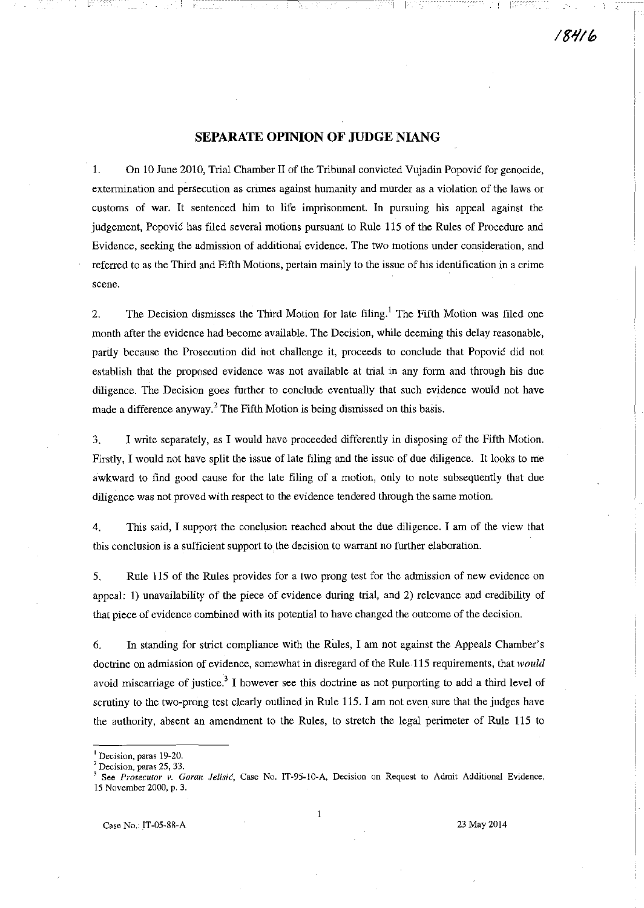## SEPARATE OPINION OF JUDGE NIANG

1. On 10 June 2010, Trial Chamber II of the Tribunal convicted Vujadin Popović for genocide, extermination and persecution as crimes against humanity and murder as a violation of the laws or customs of war. It sentenced him to life imprisonment. In pursuing his appeal against the judgement, Popović has filed several motions pursuant to Rule 115 of the Rules of Procedure and Evidence, seeking the admission of additional evidence. The two motions under consideration, and referred to as the Third and Fifth Motions, pertain mainly to the issue of his identification in a crime scene.

2. The Decision dismisses the Third Motion for late filing.[1] The Fifth Motion was filed one month after the evidence had become available. The Decision, while deeming this delay reasonable, partly because the Prosecution did not challenge it, proceeds to conclude that Popović did not establish that the proposed evidence was not available at trial in any form and through his due diligence. The Decision goes further to conclude eventually that such evidence would not have made a difference anyway.[2] The Fifth Motion is being dismissed on this basis.

3. I write separately, as I would have proceeded differently in disposing of the Fifth Motion. Firstly, I would not have split the issue of late filing and the issue of due diligence. It looks to me awkward to find good cause for the late filing of a motion, only to note subsequently that due diligence was not proved with respect to the evidence tendered through the same motion.

4. This said, I support the conclusion reached about the due diligence. I am of the view that this conclusion is a sufficient support to the decision to warrant no further elaboration.

5. Rule 115 of the Rules provides for a two prong test for the admission of new evidence on appeal: 1) unavailability of the piece of evidence during trial, and 2) relevance and credibility of that piece of evidence combined with its potential to have changed the outcome of the decision.

6. In standing for strict compliance with the Rules, I am not against the Appeals Chamber's doctrine on admission of evidence, somewhat in disregard of the Rule 115 requirements, that *would* avoid miscarriage of justice.[3] I however see this doctrine as not purporting to add a third level of scrutiny to the two-prong test clearly outlined in Rule 115. I am not even sure that the judges have the authority, absent an amendment to the Rules, to stretch the legal perimeter of Rule 115 to

---

[1] Decision, paras 19-20.

[2] Decision, paras 25, 33.

[3] See *Prosecutor v. Goran Jelisić*, Case No. IT-95-10-A, Decision on Request to Admit Additional Evidence, 15 November 2000, p. 3.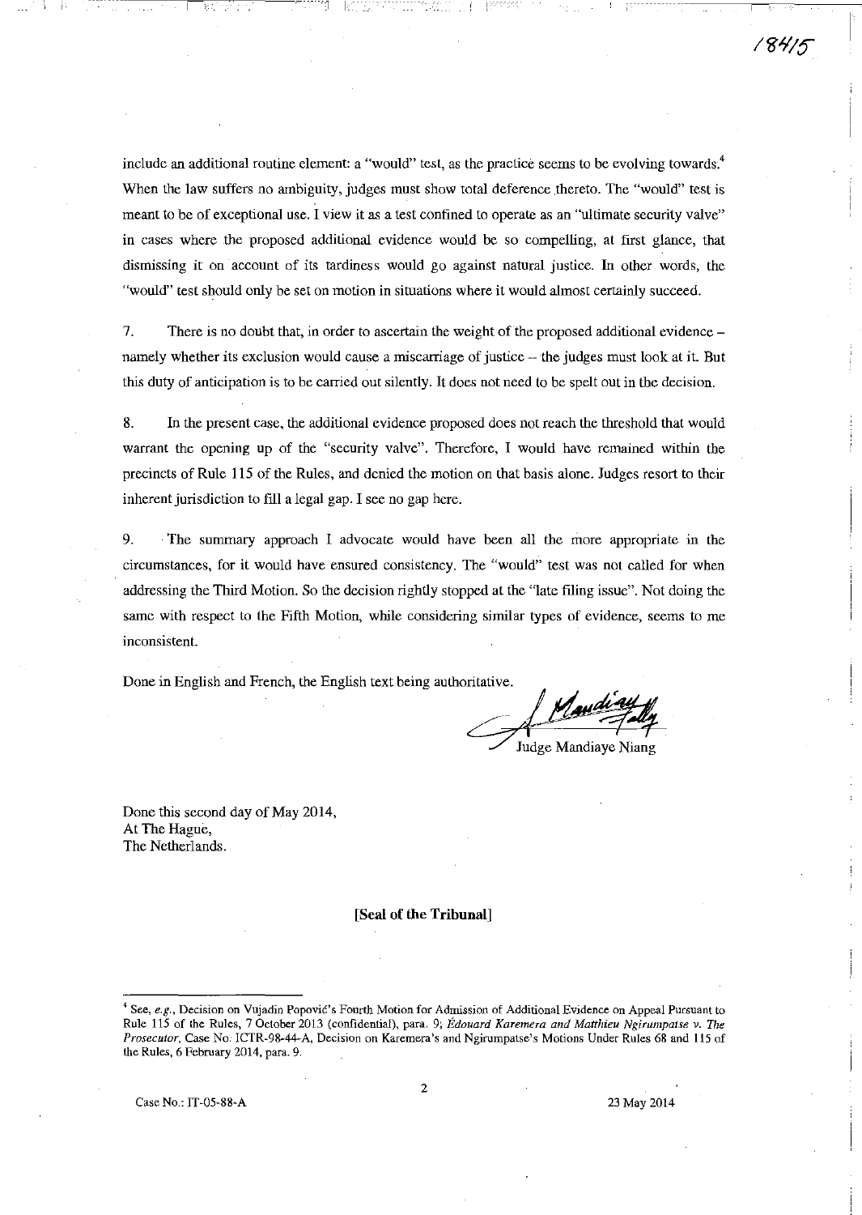include an additional routine element: a "would" test, as the practice seems to be evolving towards.[4] When the law suffers no ambiguity, judges must show total deference thereto. The "would" test is meant to be of exceptional use. I view it as a test confined to operate as an "ultimate security valve" in cases where the proposed additional evidence would be so compelling, at first glance, that dismissing it on account of its tardiness would go against natural justice. In other words, the "would" test should only be set on motion in situations where it would almost certainly succeed.

7. There is no doubt that, in order to ascertain the weight of the proposed additional evidence – namely whether its exclusion would cause a miscarriage of justice – the judges must look at it. But this duty of anticipation is to be carried out silently. It does not need to be spelt out in the decision.

8. In the present case, the additional evidence proposed does not reach the threshold that would warrant the opening up of the "security valve". Therefore, I would have remained within the precincts of Rule 115 of the Rules, and denied the motion on that basis alone. Judges resort to their inherent jurisdiction to fill a legal gap. I see no gap here.

9. The summary approach I advocate would have been all the more appropriate in the circumstances, for it would have ensured consistency. The "would" test was not called for when addressing the Third Motion. So the decision rightly stopped at the "late filing issue". Not doing the same with respect to the Fifth Motion, while considering similar types of evidence, seems to me inconsistent.

Done in English and French, the English text being authoritative.

Judge Mandiaye Niang

Done this second day of May 2014,
At The Hague,
The Netherlands.

**[Seal of the Tribunal]**

---

[4] See, *e.g.*, Decision on Vujadin Popović's Fourth Motion for Admission of Additional Evidence on Appeal Pursuant to Rule 115 of the Rules, 7 October 2013 (confidential), para. 9; *Édouard Karemera and Matthieu Ngirumpatse v. The Prosecutor*, Case No. ICTR-98-44-A, Decision on Karemera's and Ngirumpatse's Motions Under Rules 68 and 115 of the Rules, 6 February 2014, para. 9.